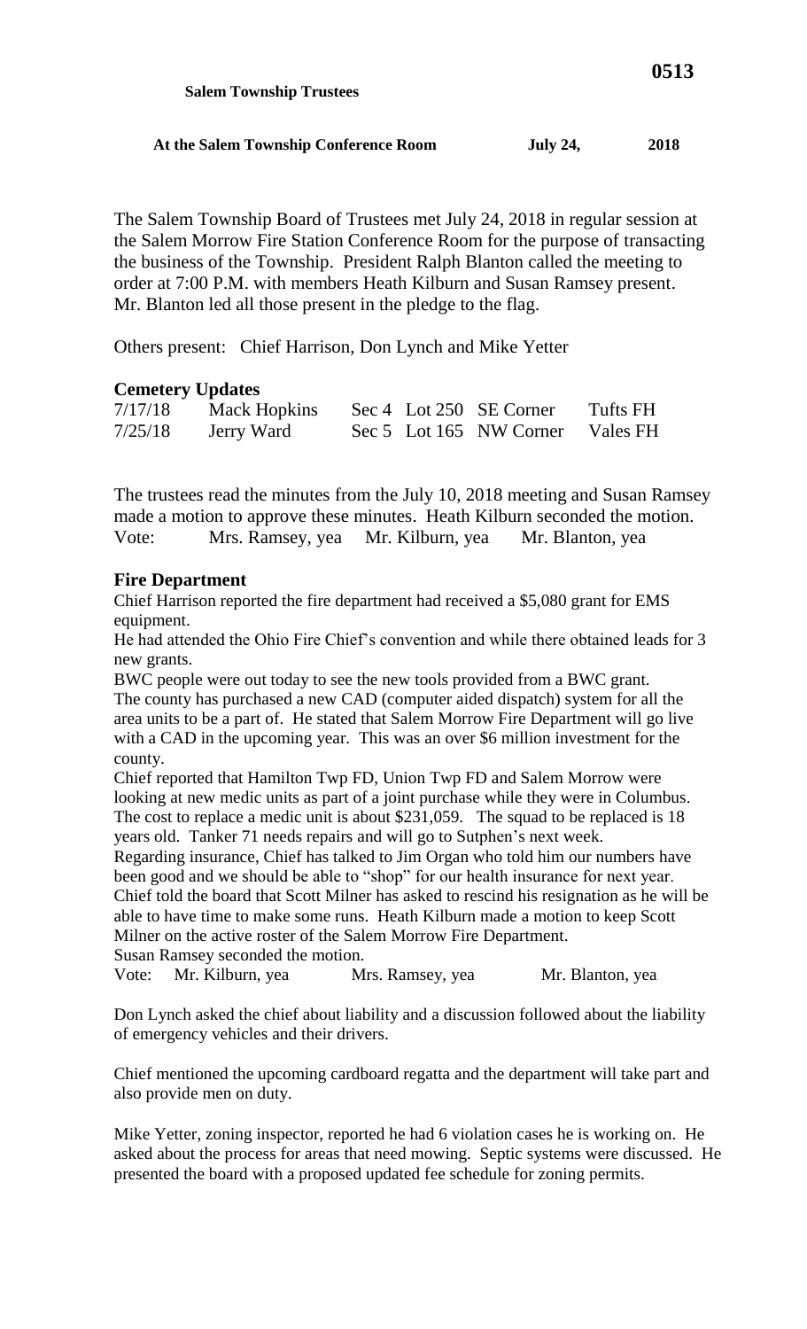**Salem Township Trustees**

**At the Salem Township Conference Room July 24, 2018**

The Salem Township Board of Trustees met July 24, 2018 in regular session at the Salem Morrow Fire Station Conference Room for the purpose of transacting the business of the Township. President Ralph Blanton called the meeting to order at 7:00 P.M. with members Heath Kilburn and Susan Ramsey present. Mr. Blanton led all those present in the pledge to the flag.

Others present: Chief Harrison, Don Lynch and Mike Yetter

## Cemetery Updates

| | | | | | |
|---|---|---|---|---|---|
| 7/17/18 | Mack Hopkins | Sec 4 | Lot 250 | SE Corner | Tufts FH |
| 7/25/18 | Jerry Ward | Sec 5 | Lot 165 | NW Corner | Vales FH |

The trustees read the minutes from the July 10, 2018 meeting and Susan Ramsey made a motion to approve these minutes. Heath Kilburn seconded the motion.
Vote: Mrs. Ramsey, yea Mr. Kilburn, yea Mr. Blanton, yea

## Fire Department

Chief Harrison reported the fire department had received a $5,080 grant for EMS equipment.
He had attended the Ohio Fire Chief's convention and while there obtained leads for 3 new grants.
BWC people were out today to see the new tools provided from a BWC grant.
The county has purchased a new CAD (computer aided dispatch) system for all the area units to be a part of. He stated that Salem Morrow Fire Department will go live with a CAD in the upcoming year. This was an over $6 million investment for the county.
Chief reported that Hamilton Twp FD, Union Twp FD and Salem Morrow were looking at new medic units as part of a joint purchase while they were in Columbus. The cost to replace a medic unit is about $231,059. The squad to be replaced is 18 years old. Tanker 71 needs repairs and will go to Sutphen's next week.
Regarding insurance, Chief has talked to Jim Organ who told him our numbers have been good and we should be able to "shop" for our health insurance for next year.
Chief told the board that Scott Milner has asked to rescind his resignation as he will be able to have time to make some runs. Heath Kilburn made a motion to keep Scott Milner on the active roster of the Salem Morrow Fire Department.
Susan Ramsey seconded the motion.
Vote: Mr. Kilburn, yea Mrs. Ramsey, yea Mr. Blanton, yea

Don Lynch asked the chief about liability and a discussion followed about the liability of emergency vehicles and their drivers.

Chief mentioned the upcoming cardboard regatta and the department will take part and also provide men on duty.

Mike Yetter, zoning inspector, reported he had 6 violation cases he is working on. He asked about the process for areas that need mowing. Septic systems were discussed. He presented the board with a proposed updated fee schedule for zoning permits.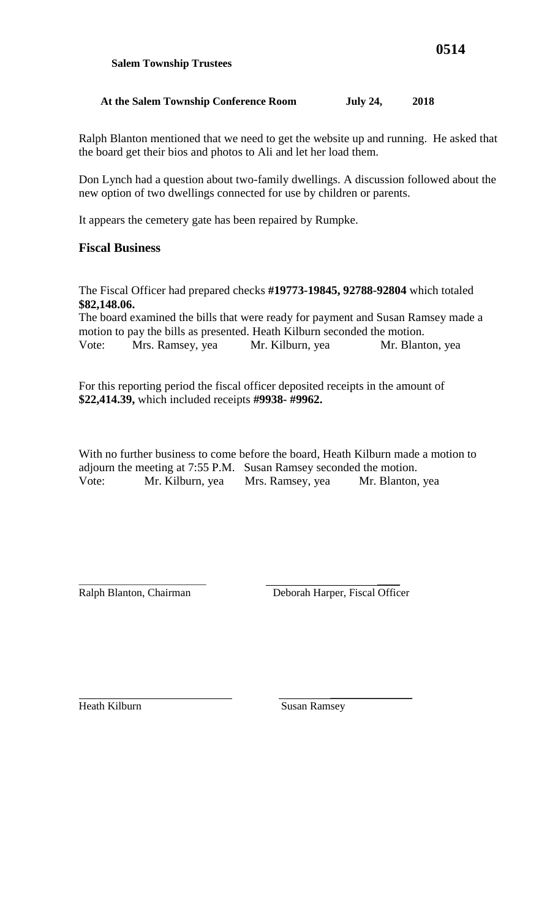**Salem Township Trustees**

**At the Salem Township Conference Room July 24, 2018**

Ralph Blanton mentioned that we need to get the website up and running. He asked that the board get their bios and photos to Ali and let her load them.

Don Lynch had a question about two-family dwellings. A discussion followed about the new option of two dwellings connected for use by children or parents.

It appears the cemetery gate has been repaired by Rumpke.

## Fiscal Business

The Fiscal Officer had prepared checks **#19773-19845, 92788-92804** which totaled **$82,148.06.**

The board examined the bills that were ready for payment and Susan Ramsey made a motion to pay the bills as presented. Heath Kilburn seconded the motion.

Vote: Mrs. Ramsey, yea Mr. Kilburn, yea Mr. Blanton, yea

For this reporting period the fiscal officer deposited receipts in the amount of **$22,414.39,** which included receipts **#9938- #9962.**

With no further business to come before the board, Heath Kilburn made a motion to adjourn the meeting at 7:55 P.M. Susan Ramsey seconded the motion.

Vote: Mr. Kilburn, yea Mrs. Ramsey, yea Mr. Blanton, yea

Ralph Blanton, Chairman

Deborah Harper, Fiscal Officer

Heath Kilburn

Susan Ramsey